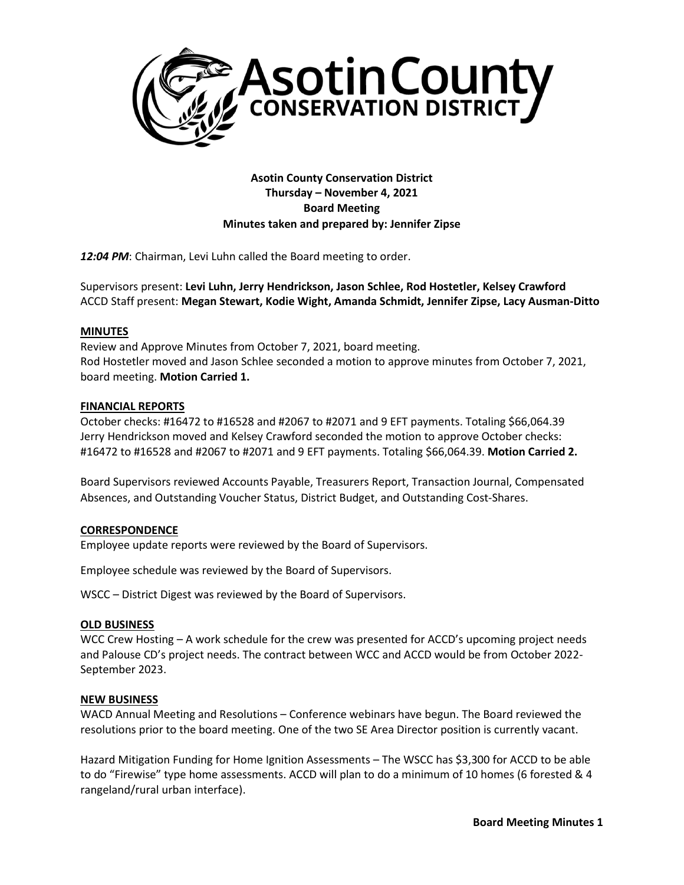# Asotin County Conservation District

**Asotin County Conservation District**
**Thursday – November 4, 2021**
**Board Meeting**
**Minutes taken and prepared by: Jennifer Zipse**

***12:04 PM***: Chairman, Levi Luhn called the Board meeting to order.

Supervisors present: **Levi Luhn, Jerry Hendrickson, Jason Schlee, Rod Hostetler, Kelsey Crawford**
ACCD Staff present: **Megan Stewart, Kodie Wight, Amanda Schmidt, Jennifer Zipse, Lacy Ausman-Ditto**

## MINUTES

Review and Approve Minutes from October 7, 2021, board meeting.
Rod Hostetler moved and Jason Schlee seconded a motion to approve minutes from October 7, 2021, board meeting. **Motion Carried 1.**

## FINANCIAL REPORTS

October checks: #16472 to #16528 and #2067 to #2071 and 9 EFT payments. Totaling $66,064.39
Jerry Hendrickson moved and Kelsey Crawford seconded the motion to approve October checks: #16472 to #16528 and #2067 to #2071 and 9 EFT payments. Totaling $66,064.39. **Motion Carried 2.**

Board Supervisors reviewed Accounts Payable, Treasurers Report, Transaction Journal, Compensated Absences, and Outstanding Voucher Status, District Budget, and Outstanding Cost-Shares.

## CORRESPONDENCE

Employee update reports were reviewed by the Board of Supervisors.

Employee schedule was reviewed by the Board of Supervisors.

WSCC – District Digest was reviewed by the Board of Supervisors.

## OLD BUSINESS

WCC Crew Hosting – A work schedule for the crew was presented for ACCD's upcoming project needs and Palouse CD's project needs. The contract between WCC and ACCD would be from October 2022-September 2023.

## NEW BUSINESS

WACD Annual Meeting and Resolutions – Conference webinars have begun. The Board reviewed the resolutions prior to the board meeting. One of the two SE Area Director position is currently vacant.

Hazard Mitigation Funding for Home Ignition Assessments – The WSCC has $3,300 for ACCD to be able to do "Firewise" type home assessments. ACCD will plan to do a minimum of 10 homes (6 forested & 4 rangeland/rural urban interface).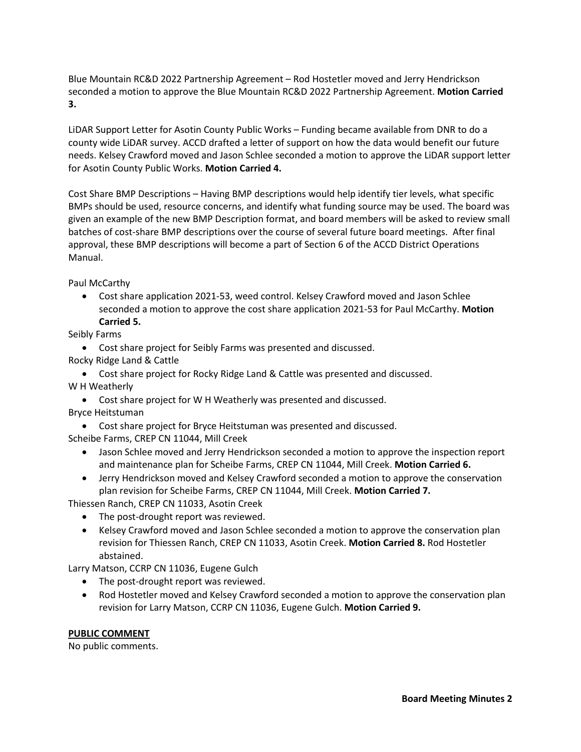Blue Mountain RC&D 2022 Partnership Agreement – Rod Hostetler moved and Jerry Hendrickson seconded a motion to approve the Blue Mountain RC&D 2022 Partnership Agreement. **Motion Carried 3.**

LiDAR Support Letter for Asotin County Public Works – Funding became available from DNR to do a county wide LiDAR survey. ACCD drafted a letter of support on how the data would benefit our future needs. Kelsey Crawford moved and Jason Schlee seconded a motion to approve the LiDAR support letter for Asotin County Public Works. **Motion Carried 4.**

Cost Share BMP Descriptions – Having BMP descriptions would help identify tier levels, what specific BMPs should be used, resource concerns, and identify what funding source may be used. The board was given an example of the new BMP Description format, and board members will be asked to review small batches of cost-share BMP descriptions over the course of several future board meetings. After final approval, these BMP descriptions will become a part of Section 6 of the ACCD District Operations Manual.

Paul McCarthy

- Cost share application 2021-53, weed control. Kelsey Crawford moved and Jason Schlee seconded a motion to approve the cost share application 2021-53 for Paul McCarthy. **Motion Carried 5.**

Seibly Farms

- Cost share project for Seibly Farms was presented and discussed.

Rocky Ridge Land & Cattle

- Cost share project for Rocky Ridge Land & Cattle was presented and discussed.

W H Weatherly

- Cost share project for W H Weatherly was presented and discussed.

Bryce Heitstuman

- Cost share project for Bryce Heitstuman was presented and discussed.

Scheibe Farms, CREP CN 11044, Mill Creek

- Jason Schlee moved and Jerry Hendrickson seconded a motion to approve the inspection report and maintenance plan for Scheibe Farms, CREP CN 11044, Mill Creek. **Motion Carried 6.**
- Jerry Hendrickson moved and Kelsey Crawford seconded a motion to approve the conservation plan revision for Scheibe Farms, CREP CN 11044, Mill Creek. **Motion Carried 7.**

Thiessen Ranch, CREP CN 11033, Asotin Creek

- The post-drought report was reviewed.
- Kelsey Crawford moved and Jason Schlee seconded a motion to approve the conservation plan revision for Thiessen Ranch, CREP CN 11033, Asotin Creek. **Motion Carried 8.** Rod Hostetler abstained.

Larry Matson, CCRP CN 11036, Eugene Gulch

- The post-drought report was reviewed.
- Rod Hostetler moved and Kelsey Crawford seconded a motion to approve the conservation plan revision for Larry Matson, CCRP CN 11036, Eugene Gulch. **Motion Carried 9.**

**PUBLIC COMMENT**

No public comments.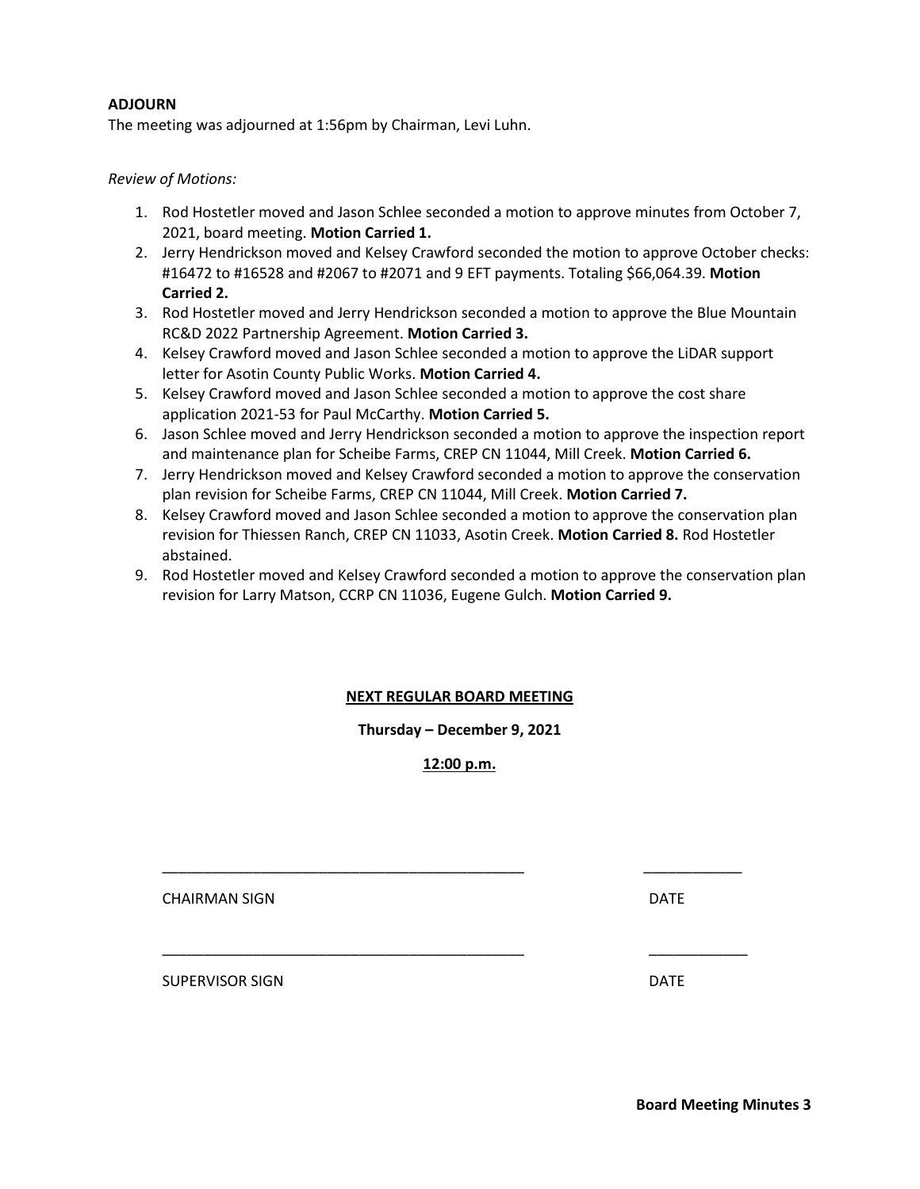**ADJOURN**

The meeting was adjourned at 1:56pm by Chairman, Levi Luhn.

*Review of Motions:*

1. Rod Hostetler moved and Jason Schlee seconded a motion to approve minutes from October 7, 2021, board meeting. **Motion Carried 1.**
2. Jerry Hendrickson moved and Kelsey Crawford seconded the motion to approve October checks: #16472 to #16528 and #2067 to #2071 and 9 EFT payments. Totaling $66,064.39. **Motion Carried 2.**
3. Rod Hostetler moved and Jerry Hendrickson seconded a motion to approve the Blue Mountain RC&D 2022 Partnership Agreement. **Motion Carried 3.**
4. Kelsey Crawford moved and Jason Schlee seconded a motion to approve the LiDAR support letter for Asotin County Public Works. **Motion Carried 4.**
5. Kelsey Crawford moved and Jason Schlee seconded a motion to approve the cost share application 2021-53 for Paul McCarthy. **Motion Carried 5.**
6. Jason Schlee moved and Jerry Hendrickson seconded a motion to approve the inspection report and maintenance plan for Scheibe Farms, CREP CN 11044, Mill Creek. **Motion Carried 6.**
7. Jerry Hendrickson moved and Kelsey Crawford seconded a motion to approve the conservation plan revision for Scheibe Farms, CREP CN 11044, Mill Creek. **Motion Carried 7.**
8. Kelsey Crawford moved and Jason Schlee seconded a motion to approve the conservation plan revision for Thiessen Ranch, CREP CN 11033, Asotin Creek. **Motion Carried 8.** Rod Hostetler abstained.
9. Rod Hostetler moved and Kelsey Crawford seconded a motion to approve the conservation plan revision for Larry Matson, CCRP CN 11036, Eugene Gulch. **Motion Carried 9.**

**NEXT REGULAR BOARD MEETING**

**Thursday – December 9, 2021**

**12:00 p.m.**

_____________________________________________ ____________

CHAIRMAN SIGN DATE

_____________________________________________ ____________

SUPERVISOR SIGN DATE